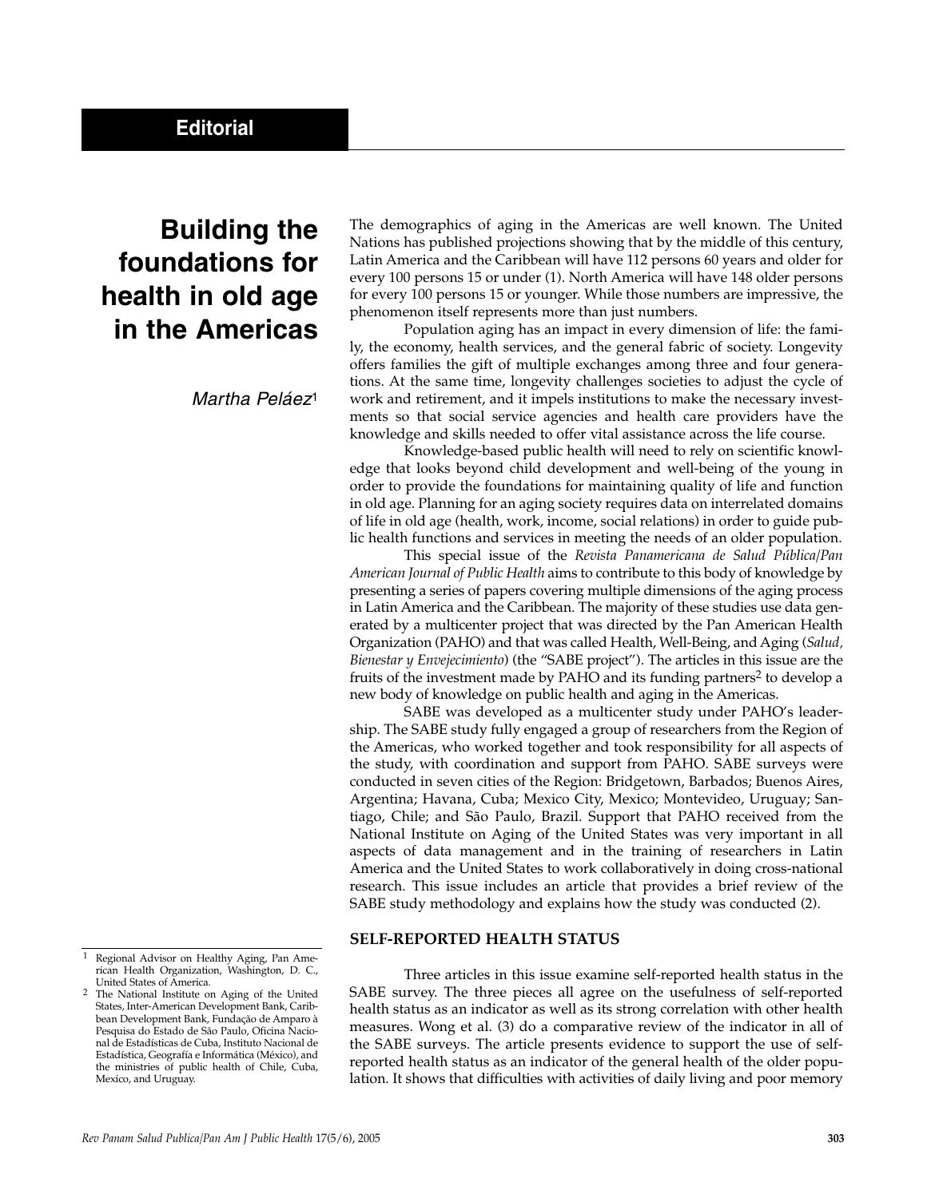Editorial

# Building the foundations for health in old age in the Americas

*Martha Peláez*[1]

The demographics of aging in the Americas are well known. The United Nations has published projections showing that by the middle of this century, Latin America and the Caribbean will have 112 persons 60 years and older for every 100 persons 15 or under (1). North America will have 148 older persons for every 100 persons 15 or younger. While those numbers are impressive, the phenomenon itself represents more than just numbers.

Population aging has an impact in every dimension of life: the family, the economy, health services, and the general fabric of society. Longevity offers families the gift of multiple exchanges among three and four generations. At the same time, longevity challenges societies to adjust the cycle of work and retirement, and it impels institutions to make the necessary investments so that social service agencies and health care providers have the knowledge and skills needed to offer vital assistance across the life course.

Knowledge-based public health will need to rely on scientific knowledge that looks beyond child development and well-being of the young in order to provide the foundations for maintaining quality of life and function in old age. Planning for an aging society requires data on interrelated domains of life in old age (health, work, income, social relations) in order to guide public health functions and services in meeting the needs of an older population.

This special issue of the *Revista Panamericana de Salud Pública/Pan American Journal of Public Health* aims to contribute to this body of knowledge by presenting a series of papers covering multiple dimensions of the aging process in Latin America and the Caribbean. The majority of these studies use data generated by a multicenter project that was directed by the Pan American Health Organization (PAHO) and that was called Health, Well-Being, and Aging (*Salud, Bienestar y Envejecimiento*) (the "SABE project"). The articles in this issue are the fruits of the investment made by PAHO and its funding partners[2] to develop a new body of knowledge on public health and aging in the Americas.

SABE was developed as a multicenter study under PAHO's leadership. The SABE study fully engaged a group of researchers from the Region of the Americas, who worked together and took responsibility for all aspects of the study, with coordination and support from PAHO. SABE surveys were conducted in seven cities of the Region: Bridgetown, Barbados; Buenos Aires, Argentina; Havana, Cuba; Mexico City, Mexico; Montevideo, Uruguay; Santiago, Chile; and São Paulo, Brazil. Support that PAHO received from the National Institute on Aging of the United States was very important in all aspects of data management and in the training of researchers in Latin America and the United States to work collaboratively in doing cross-national research. This issue includes an article that provides a brief review of the SABE study methodology and explains how the study was conducted (2).

## SELF-REPORTED HEALTH STATUS

Three articles in this issue examine self-reported health status in the SABE survey. The three pieces all agree on the usefulness of self-reported health status as an indicator as well as its strong correlation with other health measures. Wong et al. (3) do a comparative review of the indicator in all of the SABE surveys. The article presents evidence to support the use of self-reported health status as an indicator of the general health of the older population. It shows that difficulties with activities of daily living and poor memory

---

[1] Regional Advisor on Healthy Aging, Pan American Health Organization, Washington, D. C., United States of America.

[2] The National Institute on Aging of the United States, Inter-American Development Bank, Caribbean Development Bank, Fundação de Amparo à Pesquisa do Estado de São Paulo, Oficina Nacional de Estadísticas de Cuba, Instituto Nacional de Estadística, Geografía e Informática (México), and the ministries of public health of Chile, Cuba, Mexico, and Uruguay.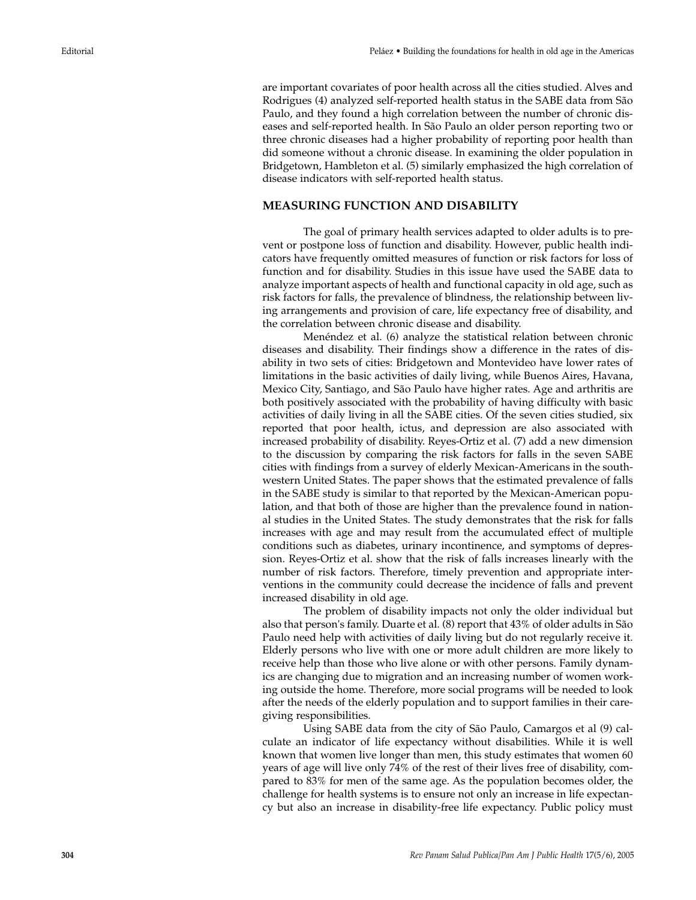are important covariates of poor health across all the cities studied. Alves and Rodrigues (4) analyzed self-reported health status in the SABE data from São Paulo, and they found a high correlation between the number of chronic diseases and self-reported health. In São Paulo an older person reporting two or three chronic diseases had a higher probability of reporting poor health than did someone without a chronic disease. In examining the older population in Bridgetown, Hambleton et al. (5) similarly emphasized the high correlation of disease indicators with self-reported health status.

## MEASURING FUNCTION AND DISABILITY

The goal of primary health services adapted to older adults is to prevent or postpone loss of function and disability. However, public health indicators have frequently omitted measures of function or risk factors for loss of function and for disability. Studies in this issue have used the SABE data to analyze important aspects of health and functional capacity in old age, such as risk factors for falls, the prevalence of blindness, the relationship between living arrangements and provision of care, life expectancy free of disability, and the correlation between chronic disease and disability.

Menéndez et al. (6) analyze the statistical relation between chronic diseases and disability. Their findings show a difference in the rates of disability in two sets of cities: Bridgetown and Montevideo have lower rates of limitations in the basic activities of daily living, while Buenos Aires, Havana, Mexico City, Santiago, and São Paulo have higher rates. Age and arthritis are both positively associated with the probability of having difficulty with basic activities of daily living in all the SABE cities. Of the seven cities studied, six reported that poor health, ictus, and depression are also associated with increased probability of disability. Reyes-Ortiz et al. (7) add a new dimension to the discussion by comparing the risk factors for falls in the seven SABE cities with findings from a survey of elderly Mexican-Americans in the southwestern United States. The paper shows that the estimated prevalence of falls in the SABE study is similar to that reported by the Mexican-American population, and that both of those are higher than the prevalence found in national studies in the United States. The study demonstrates that the risk for falls increases with age and may result from the accumulated effect of multiple conditions such as diabetes, urinary incontinence, and symptoms of depression. Reyes-Ortiz et al. show that the risk of falls increases linearly with the number of risk factors. Therefore, timely prevention and appropriate interventions in the community could decrease the incidence of falls and prevent increased disability in old age.

The problem of disability impacts not only the older individual but also that person's family. Duarte et al. (8) report that 43% of older adults in São Paulo need help with activities of daily living but do not regularly receive it. Elderly persons who live with one or more adult children are more likely to receive help than those who live alone or with other persons. Family dynamics are changing due to migration and an increasing number of women working outside the home. Therefore, more social programs will be needed to look after the needs of the elderly population and to support families in their caregiving responsibilities.

Using SABE data from the city of São Paulo, Camargos et al (9) calculate an indicator of life expectancy without disabilities. While it is well known that women live longer than men, this study estimates that women 60 years of age will live only 74% of the rest of their lives free of disability, compared to 83% for men of the same age. As the population becomes older, the challenge for health systems is to ensure not only an increase in life expectancy but also an increase in disability-free life expectancy. Public policy must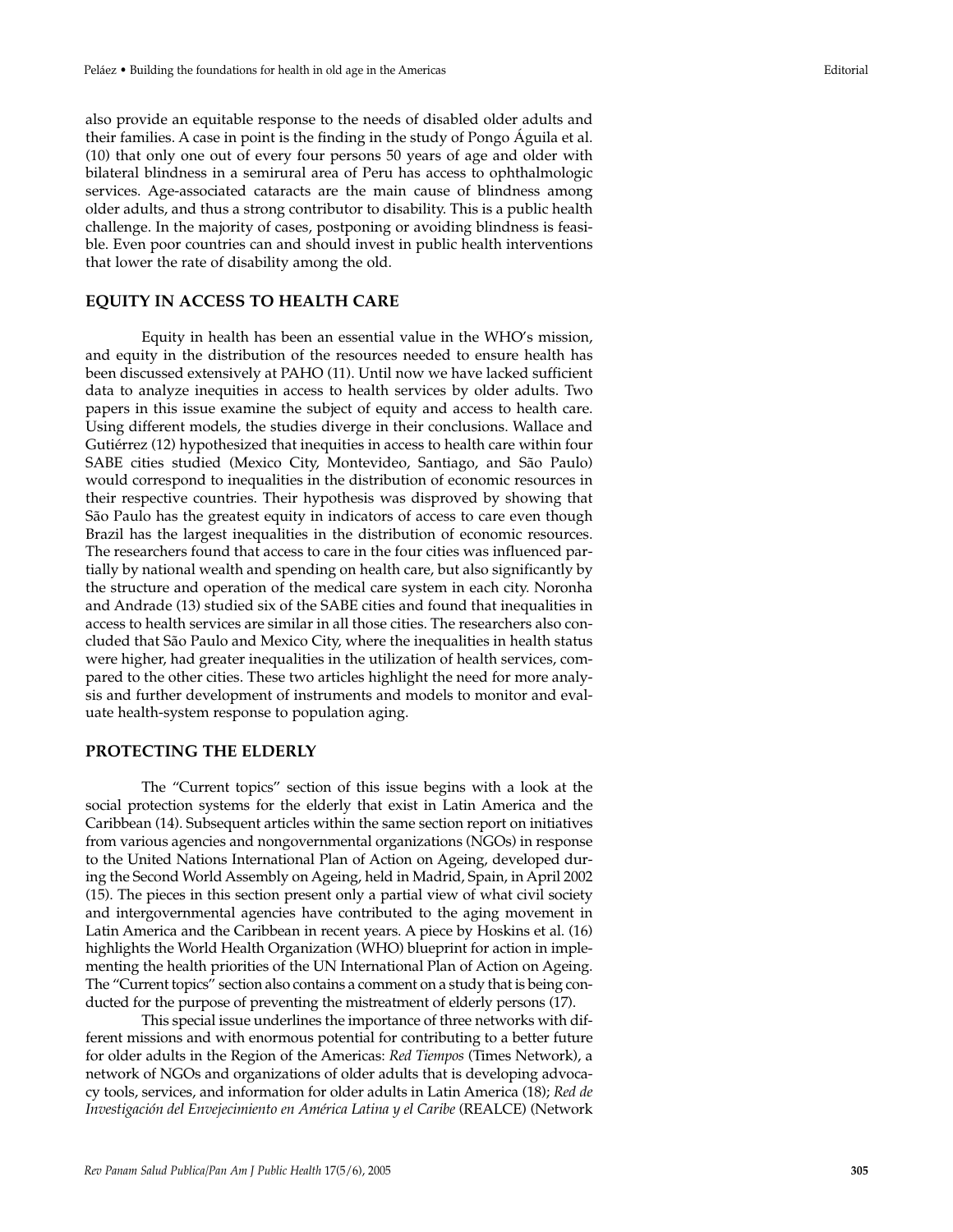also provide an equitable response to the needs of disabled older adults and their families. A case in point is the finding in the study of Pongo Águila et al. (10) that only one out of every four persons 50 years of age and older with bilateral blindness in a semirural area of Peru has access to ophthalmologic services. Age-associated cataracts are the main cause of blindness among older adults, and thus a strong contributor to disability. This is a public health challenge. In the majority of cases, postponing or avoiding blindness is feasible. Even poor countries can and should invest in public health interventions that lower the rate of disability among the old.

## EQUITY IN ACCESS TO HEALTH CARE

Equity in health has been an essential value in the WHO's mission, and equity in the distribution of the resources needed to ensure health has been discussed extensively at PAHO (11). Until now we have lacked sufficient data to analyze inequities in access to health services by older adults. Two papers in this issue examine the subject of equity and access to health care. Using different models, the studies diverge in their conclusions. Wallace and Gutiérrez (12) hypothesized that inequities in access to health care within four SABE cities studied (Mexico City, Montevideo, Santiago, and São Paulo) would correspond to inequalities in the distribution of economic resources in their respective countries. Their hypothesis was disproved by showing that São Paulo has the greatest equity in indicators of access to care even though Brazil has the largest inequalities in the distribution of economic resources. The researchers found that access to care in the four cities was influenced partially by national wealth and spending on health care, but also significantly by the structure and operation of the medical care system in each city. Noronha and Andrade (13) studied six of the SABE cities and found that inequalities in access to health services are similar in all those cities. The researchers also concluded that São Paulo and Mexico City, where the inequalities in health status were higher, had greater inequalities in the utilization of health services, compared to the other cities. These two articles highlight the need for more analysis and further development of instruments and models to monitor and evaluate health-system response to population aging.

## PROTECTING THE ELDERLY

The "Current topics" section of this issue begins with a look at the social protection systems for the elderly that exist in Latin America and the Caribbean (14). Subsequent articles within the same section report on initiatives from various agencies and nongovernmental organizations (NGOs) in response to the United Nations International Plan of Action on Ageing, developed during the Second World Assembly on Ageing, held in Madrid, Spain, in April 2002 (15). The pieces in this section present only a partial view of what civil society and intergovernmental agencies have contributed to the aging movement in Latin America and the Caribbean in recent years. A piece by Hoskins et al. (16) highlights the World Health Organization (WHO) blueprint for action in implementing the health priorities of the UN International Plan of Action on Ageing. The "Current topics" section also contains a comment on a study that is being conducted for the purpose of preventing the mistreatment of elderly persons (17).

This special issue underlines the importance of three networks with different missions and with enormous potential for contributing to a better future for older adults in the Region of the Americas: *Red Tiempos* (Times Network), a network of NGOs and organizations of older adults that is developing advocacy tools, services, and information for older adults in Latin America (18); *Red de Investigación del Envejecimiento en América Latina y el Caribe* (REALCE) (Network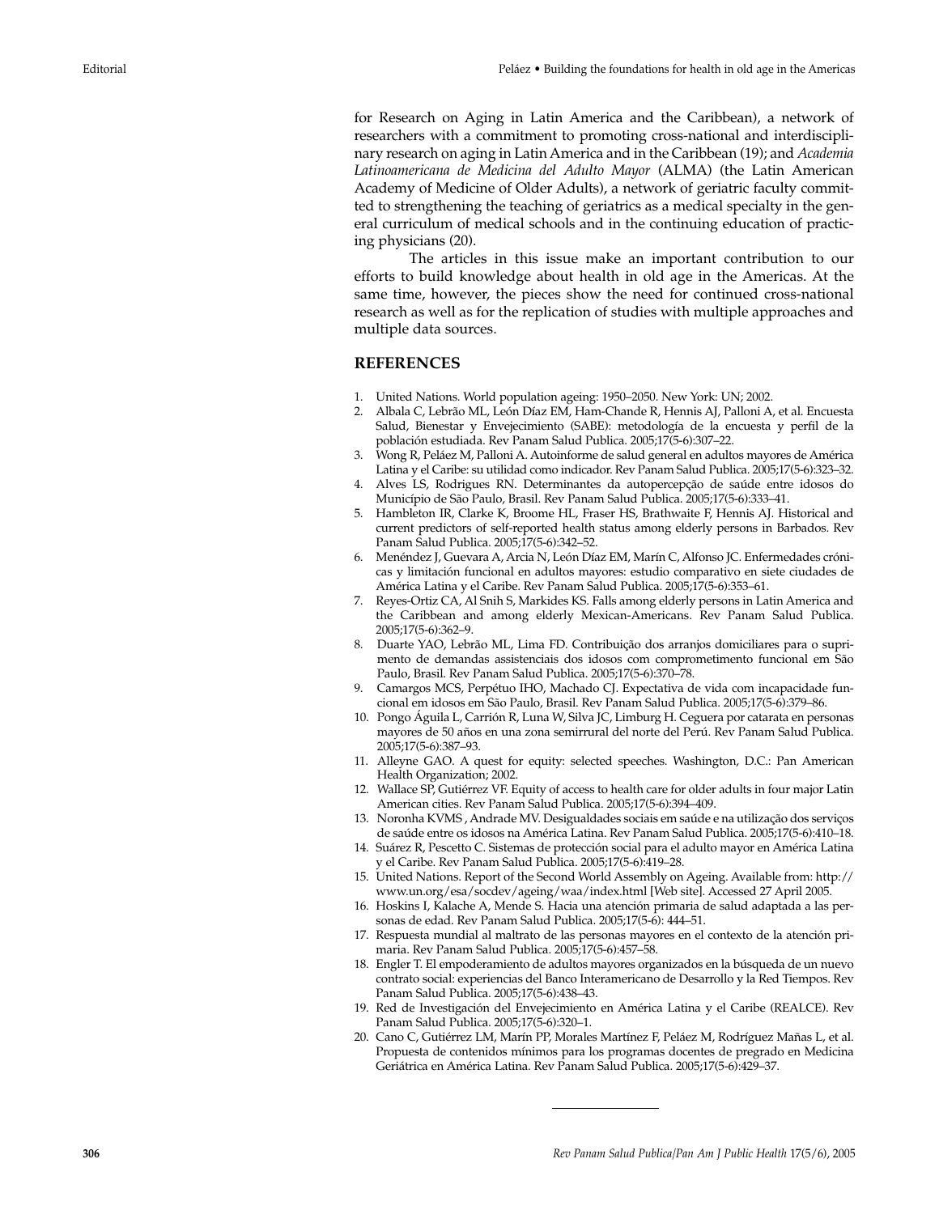for Research on Aging in Latin America and the Caribbean), a network of researchers with a commitment to promoting cross-national and interdisciplinary research on aging in Latin America and in the Caribbean (19); and *Academia Latinoamericana de Medicina del Adulto Mayor* (ALMA) (the Latin American Academy of Medicine of Older Adults), a network of geriatric faculty committed to strengthening the teaching of geriatrics as a medical specialty in the general curriculum of medical schools and in the continuing education of practicing physicians (20).

The articles in this issue make an important contribution to our efforts to build knowledge about health in old age in the Americas. At the same time, however, the pieces show the need for continued cross-national research as well as for the replication of studies with multiple approaches and multiple data sources.

## REFERENCES

1. United Nations. World population ageing: 1950–2050. New York: UN; 2002.
2. Albala C, Lebrão ML, León Díaz EM, Ham-Chande R, Hennis AJ, Palloni A, et al. Encuesta Salud, Bienestar y Envejecimiento (SABE): metodología de la encuesta y perfil de la población estudiada. Rev Panam Salud Publica. 2005;17(5-6):307–22.
3. Wong R, Peláez M, Palloni A. Autoinforme de salud general en adultos mayores de América Latina y el Caribe: su utilidad como indicador. Rev Panam Salud Publica. 2005;17(5-6):323–32.
4. Alves LS, Rodrigues RN. Determinantes da autopercepção de saúde entre idosos do Município de São Paulo, Brasil. Rev Panam Salud Publica. 2005;17(5-6):333–41.
5. Hambleton IR, Clarke K, Broome HL, Fraser HS, Brathwaite F, Hennis AJ. Historical and current predictors of self-reported health status among elderly persons in Barbados. Rev Panam Salud Publica. 2005;17(5-6):342–52.
6. Menéndez J, Guevara A, Arcia N, León Díaz EM, Marín C, Alfonso JC. Enfermedades crónicas y limitación funcional en adultos mayores: estudio comparativo en siete ciudades de América Latina y el Caribe. Rev Panam Salud Publica. 2005;17(5-6):353–61.
7. Reyes-Ortiz CA, Al Snih S, Markides KS. Falls among elderly persons in Latin America and the Caribbean and among elderly Mexican-Americans. Rev Panam Salud Publica. 2005;17(5-6):362–9.
8. Duarte YAO, Lebrão ML, Lima FD. Contribuição dos arranjos domiciliares para o suprimento de demandas assistenciais dos idosos com comprometimento funcional em São Paulo, Brasil. Rev Panam Salud Publica. 2005;17(5-6):370–78.
9. Camargos MCS, Perpétuo IHO, Machado CJ. Expectativa de vida com incapacidade funcional em idosos em São Paulo, Brasil. Rev Panam Salud Publica. 2005;17(5-6):379–86.
10. Pongo Águila L, Carrión R, Luna W, Silva JC, Limburg H. Ceguera por catarata en personas mayores de 50 años en una zona semirrural del norte del Perú. Rev Panam Salud Publica. 2005;17(5-6):387–93.
11. Alleyne GAO. A quest for equity: selected speeches. Washington, D.C.: Pan American Health Organization; 2002.
12. Wallace SP, Gutiérrez VF. Equity of access to health care for older adults in four major Latin American cities. Rev Panam Salud Publica. 2005;17(5-6):394–409.
13. Noronha KVMS , Andrade MV. Desigualdades sociais em saúde e na utilização dos serviços de saúde entre os idosos na América Latina. Rev Panam Salud Publica. 2005;17(5-6):410–18.
14. Suárez R, Pescetto C. Sistemas de protección social para el adulto mayor en América Latina y el Caribe. Rev Panam Salud Publica. 2005;17(5-6):419–28.
15. United Nations. Report of the Second World Assembly on Ageing. Available from: http://www.un.org/esa/socdev/ageing/waa/index.html [Web site]. Accessed 27 April 2005.
16. Hoskins I, Kalache A, Mende S. Hacia una atención primaria de salud adaptada a las personas de edad. Rev Panam Salud Publica. 2005;17(5-6): 444–51.
17. Respuesta mundial al maltrato de las personas mayores en el contexto de la atención primaria. Rev Panam Salud Publica. 2005;17(5-6):457–58.
18. Engler T. El empoderamiento de adultos mayores organizados en la búsqueda de un nuevo contrato social: experiencias del Banco Interamericano de Desarrollo y la Red Tiempos. Rev Panam Salud Publica. 2005;17(5-6):438–43.
19. Red de Investigación del Envejecimiento en América Latina y el Caribe (REALCE). Rev Panam Salud Publica. 2005;17(5-6):320–1.
20. Cano C, Gutiérrez LM, Marín PP, Morales Martínez F, Peláez M, Rodríguez Mañas L, et al. Propuesta de contenidos mínimos para los programas docentes de pregrado en Medicina Geriátrica en América Latina. Rev Panam Salud Publica. 2005;17(5-6):429–37.